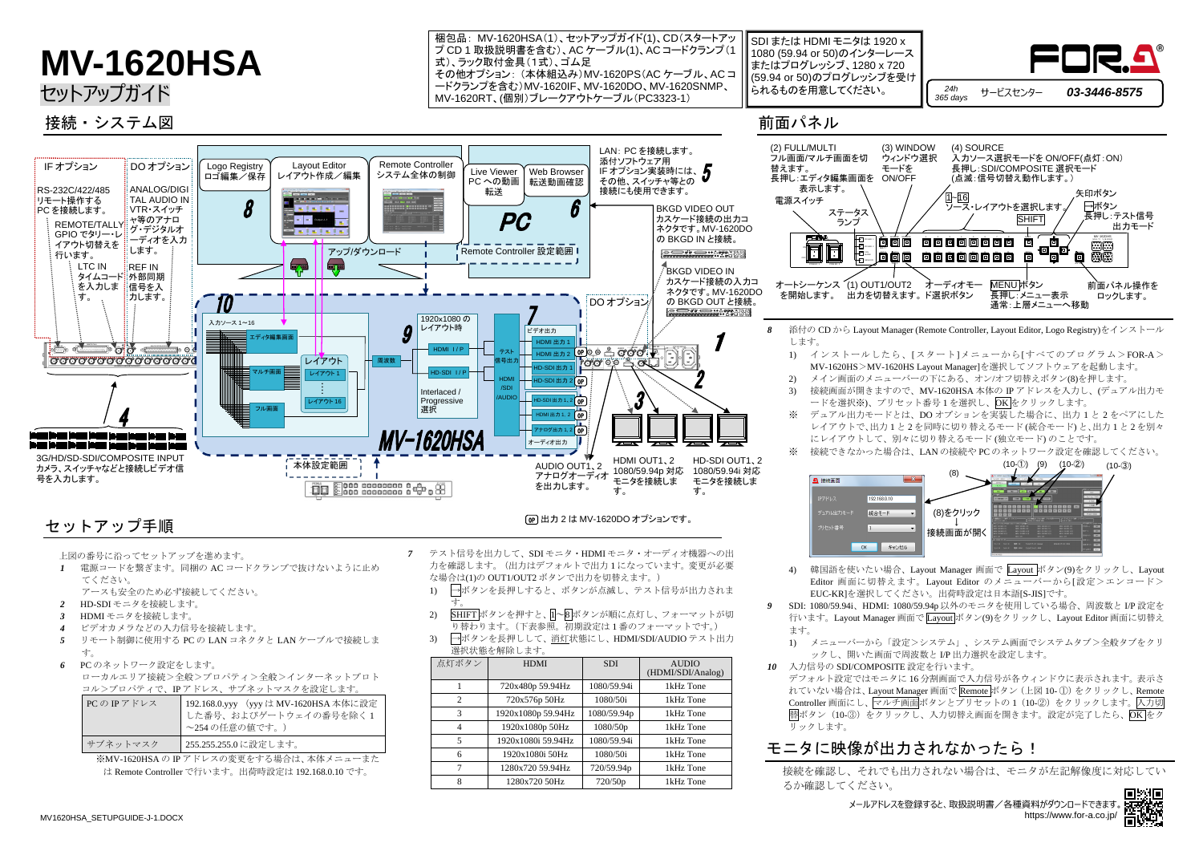# MV-1620HSA

## セットアップガイド

梱包品：MV-1620HSA(1)、セットアップガイド(1)、CD(スタートアップ CD 1 取扱説明書を含む)、AC ケーブル(1)、AC コードクランプ(1式)、ラック取付金具(1式)、ゴム足
その他オプション：(本体組込み)MV-1620PS(AC ケーブル、AC コードクランプを含む)MV-1620IF、MV-1620DO、MV-1620SNMP、MV-1620RT、(個別)ブレークアウトケーブル(PC3323-1)

SDI または HDMI モニタは 1920 x 1080 (59.94 or 50)のインターレースまたはプログレッシブ、1280 x 720 (59.94 or 50)のプログレッシブを受けられるものを用意してください。

24h 365 days サービスセンター 03-3446-8575

## 接続・システム図

IF オプション
RS-232C/422/485 リモート操作する PC を接続します。
REMOTE/TALLY GPIO でタリー・レイアウト切替えを行います。
LTC IN タイムコードを入力します。

DO オプション
ANALOG/DIGITAL AUDIO IN VTR・スイッチャ等のアナログ・デジタルオーディオを入力します。
REF IN 外部同期信号を入力します。

8 Logo Registry ロゴ編集・保存 / Layout Editor レイアウト作成／編集 / Remote Controller システム全体の制御
6 Live Viewer PC への動画転送 / Web Browser 転送動画確認
PC
アップ/ダウンロード
Remote Controller 設定範囲

LAN：PC を接続します。添付ソフトウェア用 IF オプション実装時には、その他、スイッチャ等との接続にも使用できます。 5

BKGD VIDEO OUT カスケード接続の出力コネクタです。MV-1620DO の BKGD IN と接続。
BKGD VIDEO IN カスケード接続の入力コネクタです。MV-1620DO の BKGD OUT と接続。

10 入力ソース 1～16 / エディタ編集画面 / マルチ画面 / フル画面 / レイアウト / レイアウト 1 / レイアウト 16
9 1920x1080 のレイアウト時 / HDMI I/P / HD-SDI I/P / 周波数 / Interlaced / Progressive 選択
7 テスト信号出力 / HDMI /SDI /AUDIO / ビデオ出力 / HDMI 出力 1 / HDMI 出力 2 / HD-SDI 出力 1 / HD-SDI 出力 2 / HD-SDI 出力 1, 2 / HDMI 出力 1, 2 / アナログ出力 1, 2 / オーディオ出力
DO オプション
MV-1620HSA
1 2 3 4

3G/HD/SD-SDI/COMPOSITE INPUT カメラ、スイッチャなどと接続しビデオ信号を入力します。
本体設定範囲
AUDIO OUT1、2 アナログオーディオを出力します。
HDMI OUT1、2 1080/59.94p 対応モニタを接続します。
HD-SDI OUT1、2 1080/59.94i 対応モニタを接続します。

OP 出力 2 は MV-1620DO オプションです。

## 前面パネル

(2) FULL/MULTI フル画面とマルチ画面を切替えます。長押し：エディタ編集画面を表示します。
(3) WINDOW ウィンドウ選択モードを ON/OFF
(4) SOURCE 入力ソース選択モードを ON/OFF(点灯：ON) 長押し：SDI/COMPOSITE 選択モード (点滅：信号切替え動作します。)
電源スイッチ
ステータスランプ
1～16 ソース・レイアウトを選択します。
SHIFT
矢印ボタン
→ボタン 長押し：テスト信号出力モード
オートシーケンスを開始します。
(1) OUT1/OUT2 出力を切替えます。
オーディオモードボタン
MENU ボタン 長押し：メニュー表示 通常：上層メニューへ移動
前面パネル操作をロックします。

## セットアップ手順

上図の番号に沿ってセットアップを進めます。

*1* 電源コードを繋ぎます。同梱の AC コードクランプで抜けないように止めてください。
アースも安全のため必ず接続してください。
*2* HD-SDI モニタを接続します。
*3* HDMI モニタを接続します。
*4* ビデオカメラなどの入力信号を接続します。
*5* リモート制御に使用する PC の LAN コネクタと LAN ケーブルで接続します。
*6* PC のネットワーク設定をします。
ローカルエリア接続＞全般＞プロパティ＞全般＞インターネットプロトコル＞プロパティで、IP アドレス、サブネットマスクを設定します。

| PC の IP アドレス | 192.168.0.yyy (yyy は MV-1620HSA 本体に設定した番号、およびゲートウェイの番号を除く 1～254 の任意の値です。) |
|---|---|
| サブネットマスク | 255.255.255.0 に設定します。 |

※MV-1620HSA の IP アドレスの変更をする場合は、本体メニューまたは Remote Controller で行います。出荷時設定は 192.168.0.10 です。

*7* テスト信号を出力して、SDI モニタ・HDMI モニタ・オーディオ機器への出力を確認します。(出力はデフォルトで出力 1 になっています。変更が必要な場合は(1)の OUT1/OUT2 ボタンで出力を切替えます。)
1) →ボタンを長押しすると、ボタンが点滅し、テスト信号が出力されます。
2) SHIFT ボタンを押すと、1～8 ボタンが順に点灯し、フォーマットが切り替わります。(下表参照。初期設定は 1 番のフォーマットです。)
3) →ボタンを長押しして、消灯状態にし、HDMI/SDI/AUDIO テスト出力選択状態を解除します。

| 点灯ボタン | HDMI | SDI | AUDIO (HDMI/SDI/Analog) |
|---|---|---|---|
| 1 | 720x480p 59.94Hz | 1080/59.94i | 1kHz Tone |
| 2 | 720x576p 50Hz | 1080/50i | 1kHz Tone |
| 3 | 1920x1080p 59.94Hz | 1080/59.94p | 1kHz Tone |
| 4 | 1920x1080p 50Hz | 1080/50p | 1kHz Tone |
| 5 | 1920x1080i 59.94Hz | 1080/59.94i | 1kHz Tone |
| 6 | 1920x1080i 50Hz | 1080/50i | 1kHz Tone |
| 7 | 1280x720 59.94Hz | 720/59.94p | 1kHz Tone |
| 8 | 1280x720 50Hz | 720/50p | 1kHz Tone |

*8* 添付の CD から Layout Manager (Remote Controller, Layout Editor, Logo Registry)をインストールします。
1) インストールしたら、[スタート]メニューから[すべてのプログラム＞FOR-A＞MV-1620HS＞MV-1620HS Layout Manager]を選択してソフトウェアを起動します。
2) メイン画面のメニューバーの下にある、オン/オフ切替えボタン(8)を押します。
3) 接続画面が開きますので、MV-1620HSA 本体の IP アドレスを入力し、(デュアル出力モードを選択※)、プリセット番号 1 を選択し、OK をクリックします。
※ デュアル出力モードとは、DO オプションを実装した場合に、出力 1 と 2 をペアにしたレイアウトで、出力 1 と 2 を同時に切り替えるモード(統合モード)と、出力 1 と 2 を別々にレイアウトして、別々に切り替えるモード(独立モード)のことです。
※ 接続できなかった場合は、LAN の接続や PC のネットワーク設定を確認してください。

(8)をクリック ↓ 接続画面が開く
(10-①) (9) (10-②) (10-③)

4) 韓国語を使いたい場合、Layout Manager 画面で Layout ボタン(9)をクリックし、Layout Editor 画面に切替えます。Layout Editor のメニューバーから[設定＞エンコード＞EUC-KR]を選択してください。出荷時設定は日本語[S-JIS]です。

*9* SDI: 1080/59.94i、HDMI: 1080/59.94p 以外のモニタを使用している場合、周波数と I/P 設定を行います。Layout Manager 画面で Layout ボタン(9)をクリックし、Layout Editor 画面に切替えます。
1) メニューバーから「設定＞システム」、システム画面でシステムタブ＞全般タブをクリックし、開いた画面で周波数と I/P 出力選択を設定します。

*10* 入力信号の SDI/COMPOSITE 設定を行います。
デフォルト設定ではモニタに 16 分割画面で入力信号が各ウィンドウに表示されます。表示されていない場合は、Layout Manager 画面で Remote ボタン(上図 10-①)をクリックし、Remote Controller 画面にし、マルチ画面ボタンとプリセットの 1 (10-②) をクリックします。入力切替ボタン (10-③) をクリックし、入力切替え画面を開きます。設定が完了したら、OK をクリックします。

## モニタに映像が出力されなかったら！

接続を確認し、それでも出力されない場合は、モニタが左記解像度に対応しているか確認してください。

メールアドレスを登録すると、取扱説明書／各種資料がダウンロードできます。
https://www.for-a.co.jp/

MV1620HSA_SETUPGUIDE-J-1.DOCX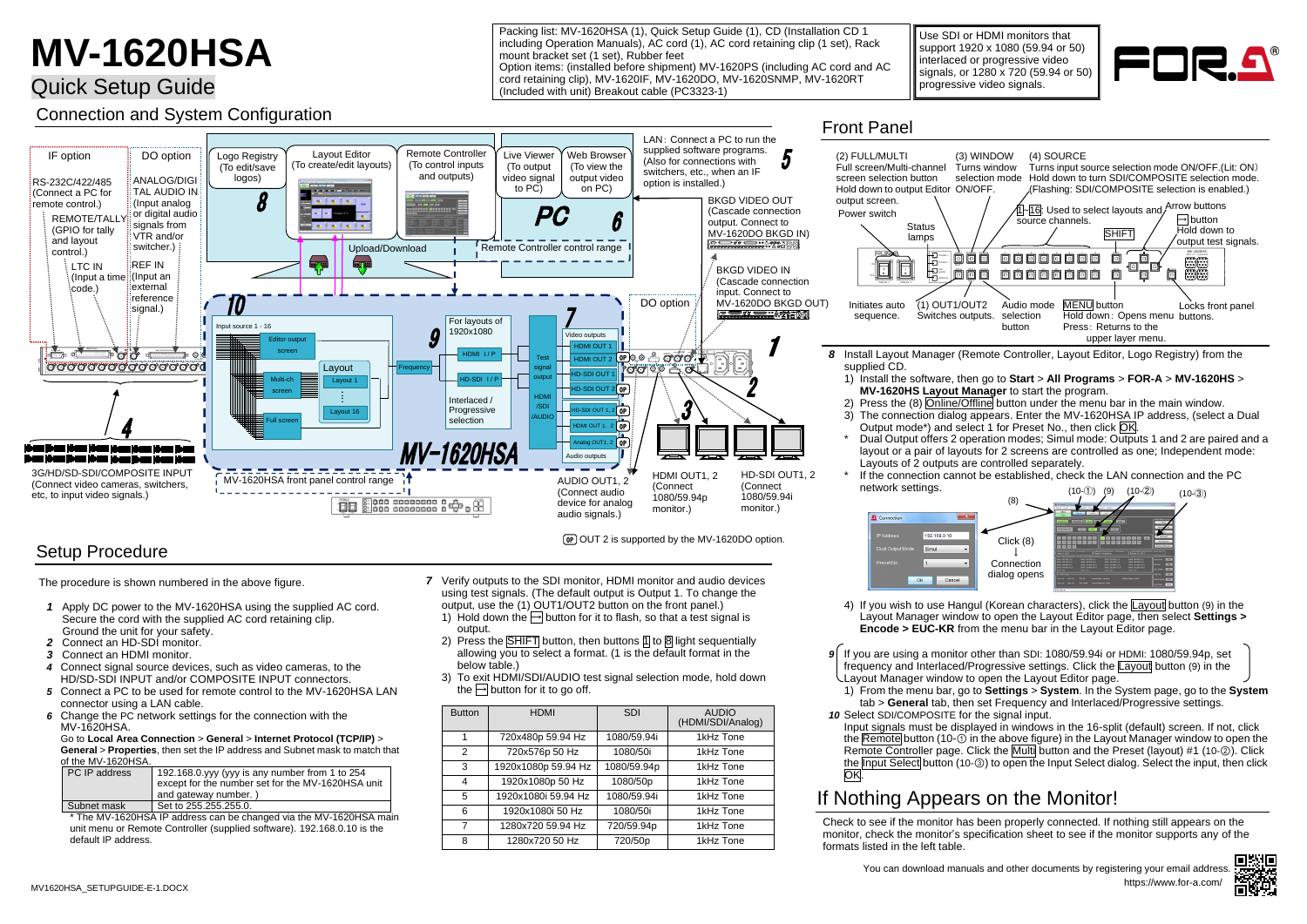# MV-1620HSA

## Quick Setup Guide

Packing list: MV-1620HSA (1), Quick Setup Guide (1), CD (Installation CD 1 including Operation Manuals), AC cord (1), AC cord retaining clip (1 set), Rack mount bracket set (1 set), Rubber feet
Option items: (installed before shipment) MV-1620PS (including AC cord and AC cord retaining clip), MV-1620IF, MV-1620DO, MV-1620SNMP, MV-1620RT
(Included with unit) Breakout cable (PC3323-1)

Use SDI or HDMI monitors that support 1920 x 1080 (59.94 or 50) interlaced or progressive video signals, or 1280 x 720 (59.94 or 50) progressive video signals.

## Connection and System Configuration

IF option
RS-232C/422/485 (Connect a PC for remote control.)
REMOTE/TALLY (GPIO for tally signals from and layout control.)
LTC IN (Input a time code.)

DO option
ANALOG/DIGITAL AUDIO IN (Input analog or digital audio signals from VTR and/or switcher.)
REF IN (Input an external reference signal.)

Logo Registry (To edit/save logos)
Layout Editor (To create/edit layouts)
Remote Controller (To control inputs and outputs)
Live Viewer (To output video signal to PC)
Web Browser (To view the output video on PC)

LAN: Connect a PC to run the supplied software programs. (Also for connections with switchers, etc., when an IF option is installed.)

BKGD VIDEO OUT (Cascade connection output. Connect to MV-1620DO BKGD IN)

BKGD VIDEO IN (Cascade connection input. Connect to MV-1620DO BKGD OUT)

DO option

Upload/Download

Remote Controller control range

Input source 1 - 16
Editor output screen
Multi-ch screen
Full screen
Layout
Layout 1
Layout 16
Frequency
For layouts of 1920x1080
HDMI I/P
HD-SDI I/P
Interlaced / Progressive selection
Test signal output
HDMI /SDI /AUDIO
Video outputs
HDMI OUT 1
HDMI OUT 2
HD-SDI OUT 1
HD-SDI OUT 2
HD-SDI OUT 1, 2
HDMI OUT 1, 2
Analog OUT1, 2
Audio outputs

MV-1620HSA front panel control range

3G/HD/SD-SDI/COMPOSITE INPUT (Connect video cameras, switchers, etc, to input video signals.)

AUDIO OUT1, 2 (Connect audio device for analog audio signals.)

HDMI OUT1, 2 (Connect 1080/59.94p monitor.)

HD-SDI OUT1, 2 (Connect 1080/59.94i monitor.)

OP OUT 2 is supported by the MV-1620DO option.

## Front Panel

(2) FULL/MULTI
Full screen/Multi-channel screen selection button
Hold down to output Editor output screen.

(3) WINDOW
Turns window selection mode ON/OFF.

(4) SOURCE
Turns input source selection mode ON/OFF.(Lit: ON) Hold down to turn SDI/COMPOSITE selection mode. (Flashing: SDI/COMPOSITE selection is enabled.)

Power switch

Status lamps

1-16: Used to select layouts and source channels.

SHIFT

Arrow buttons
→ button
Hold down to output test signals.

Initiates auto sequence.

(1) OUT1/OUT2
Switches outputs.

Audio mode selection button

MENU button
Hold down: Opens menu buttons.
Press: Returns to the upper layer menu.

Locks front panel buttons.

## Setup Procedure

The procedure is shown numbered in the above figure.

***1*** Apply DC power to the MV-1620HSA using the supplied AC cord. Secure the cord with the supplied AC cord retaining clip. Ground the unit for your safety.

***2*** Connect an HD-SDI monitor.

***3*** Connect an HDMI monitor.

***4*** Connect signal source devices, such as video cameras, to the HD/SD-SDI INPUT and/or COMPOSITE INPUT connectors.

***5*** Connect a PC to be used for remote control to the MV-1620HSA LAN connector using a LAN cable.

***6*** Change the PC network settings for the connection with the MV-1620HSA.
Go to **Local Area Connection** > **General** > **Internet Protocol (TCP/IP)** > **General** > **Properties**, then set the IP address and Subnet mask to match that of the MV-1620HSA.

| | |
|---|---|
| PC IP address | 192.168.0.yyy (yyy is any number from 1 to 254 except for the number set for the MV-1620HSA unit and gateway number. ) |
| Subnet mask | Set to 255.255.255.0. |

\* The MV-1620HSA IP address can be changed via the MV-1620HSA main unit menu or Remote Controller (supplied software). 192.168.0.10 is the default IP address.

***7*** Verify outputs to the SDI monitor, HDMI monitor and audio devices using test signals. (The default output is Output 1. To change the output, use the (1) OUT1/OUT2 button on the front panel.)
1) Hold down the → button for it to flash, so that a test signal is output.
2) Press the SHIFT button, then buttons 1 to 8 light sequentially allowing you to select a format. (1 is the default format in the below table.)
3) To exit HDMI/SDI/AUDIO test signal selection mode, hold down the → button for it to go off.

| Button | HDMI | SDI | AUDIO (HDMI/SDI/Analog) |
|---|---|---|---|
| 1 | 720x480p 59.94 Hz | 1080/59.94i | 1kHz Tone |
| 2 | 720x576p 50 Hz | 1080/50i | 1kHz Tone |
| 3 | 1920x1080p 59.94 Hz | 1080/59.94p | 1kHz Tone |
| 4 | 1920x1080p 50 Hz | 1080/50p | 1kHz Tone |
| 5 | 1920x1080i 59.94 Hz | 1080/59.94i | 1kHz Tone |
| 6 | 1920x1080i 50 Hz | 1080/50i | 1kHz Tone |
| 7 | 1280x720 59.94 Hz | 720/59.94p | 1kHz Tone |
| 8 | 1280x720 50 Hz | 720/50p | 1kHz Tone |

***8*** Install Layout Manager (Remote Controller, Layout Editor, Logo Registry) from the supplied CD.
1) Install the software, then go to **Start** > **All Programs** > **FOR-A** > **MV-1620HS** > **MV-1620HSA Layout Manager** to start the program.
2) Press the (8) Online/Offline button under the menu bar in the main window.
3) The connection dialog appears. Enter the MV-1620HSA IP address, (select a Dual Output mode\*) and select 1 for Preset No., then click OK.

\* Dual Output offers 2 operation modes; Simul mode: Outputs 1 and 2 are paired and a layout or a pair of layouts for 2 screens are controlled as one; Independent mode: Layouts of 2 outputs are controlled separately.

\* If the connection cannot be established, check the LAN connection and the PC network settings.

(8) Click (8) → Connection dialog opens
(10-①) (9) (10-②) (10-③)

4) If you wish to use Hangul (Korean characters), click the Layout button (9) in the Layout Manager window to open the Layout Editor page, then select **Settings > Encode > EUC-KR** from the menu bar in the Layout Editor page.

***9*** If you are using a monitor other than SDI: 1080/59.94i or HDMI: 1080/59.94p, set frequency and Interlaced/Progressive settings. Click the Layout button (9) in the Layout Manager window to open the Layout Editor page.
1) From the menu bar, go to **Settings** > **System**. In the System page, go to the **System** tab > **General** tab, then set Frequency and Interlaced/Progressive settings.

***10*** Select SDI/COMPOSITE for the signal input.
Input signals must be displayed in windows in the 16-split (default) screen. If not, click the Remote button (10-①) in the above figure) in the Layout Manager window to open the Remote Controller page. Click the Multi button and the Preset (layout) #1 (10-②). Click the Input Select button (10-③) to open the Input Select dialog. Select the input, then click OK.

## If Nothing Appears on the Monitor!

Check to see if the monitor has been properly connected. If nothing still appears on the monitor, check the monitor's specification sheet to see if the monitor supports any of the formats listed in the left table.

You can download manuals and other documents by registering your email address.
https://www.for-a.com/

MV1620HSA_SETUPGUIDE-E-1.DOCX